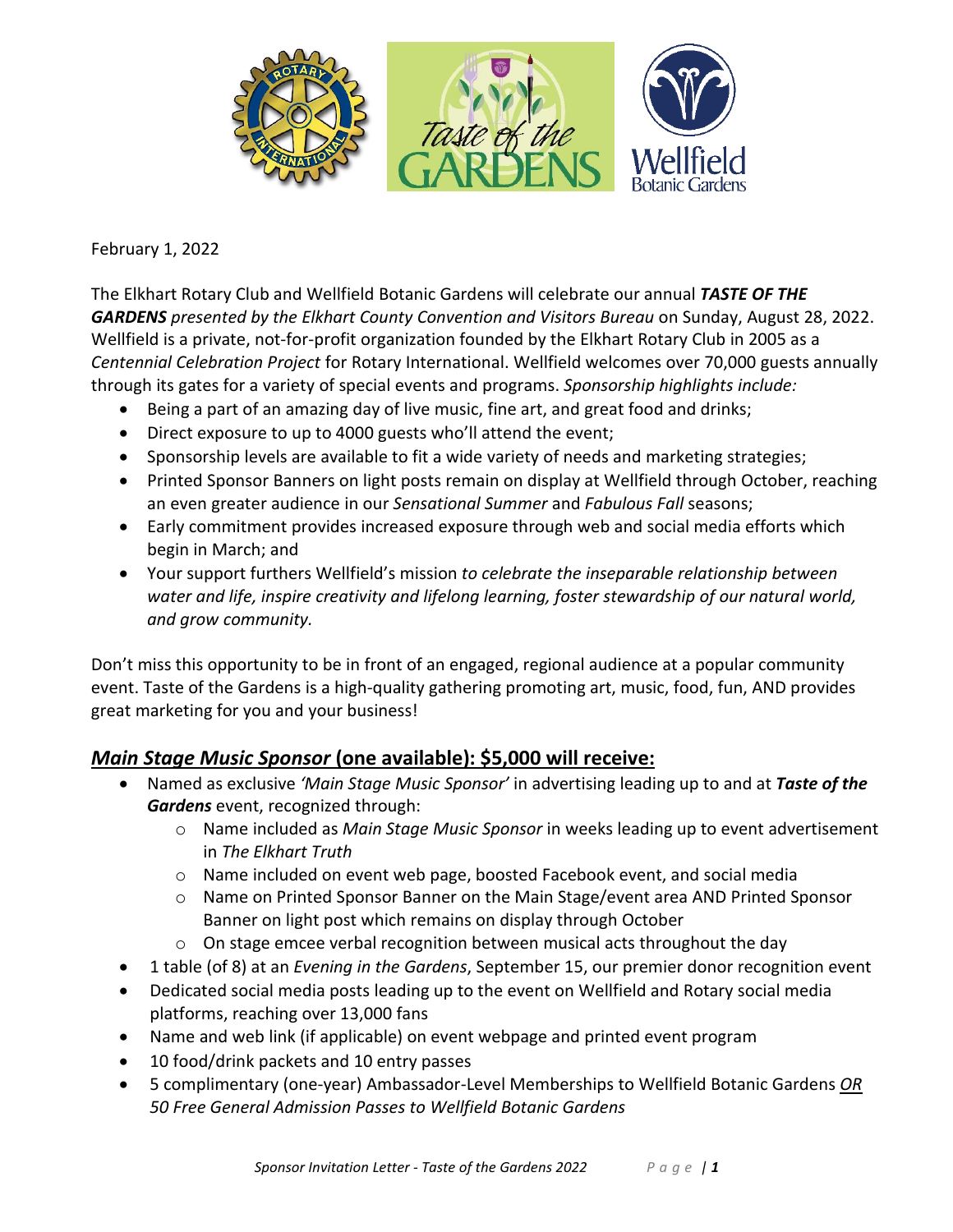February 1, 2022

The Elkhart Rotary Club and Wellfield Botanic Gardens will celebrate our annual ***TASTE OF THE GARDENS*** *presented by the Elkhart County Convention and Visitors Bureau* on Sunday, August 28, 2022. Wellfield is a private, not-for-profit organization founded by the Elkhart Rotary Club in 2005 as a *Centennial Celebration Project* for Rotary International. Wellfield welcomes over 70,000 guests annually through its gates for a variety of special events and programs. *Sponsorship highlights include:*

- Being a part of an amazing day of live music, fine art, and great food and drinks;
- Direct exposure to up to 4000 guests who'll attend the event;
- Sponsorship levels are available to fit a wide variety of needs and marketing strategies;
- Printed Sponsor Banners on light posts remain on display at Wellfield through October, reaching an even greater audience in our *Sensational Summer* and *Fabulous Fall* seasons;
- Early commitment provides increased exposure through web and social media efforts which begin in March; and
- Your support furthers Wellfield's mission *to celebrate the inseparable relationship between water and life, inspire creativity and lifelong learning, foster stewardship of our natural world, and grow community.*

Don't miss this opportunity to be in front of an engaged, regional audience at a popular community event. Taste of the Gardens is a high-quality gathering promoting art, music, food, fun, AND provides great marketing for you and your business!

## ***Main Stage Music Sponsor*** **(one available): $5,000 will receive:**

- Named as exclusive *'Main Stage Music Sponsor'* in advertising leading up to and at ***Taste of the Gardens*** event, recognized through:
  - Name included as *Main Stage Music Sponsor* in weeks leading up to event advertisement in *The Elkhart Truth*
  - Name included on event web page, boosted Facebook event, and social media
  - Name on Printed Sponsor Banner on the Main Stage/event area AND Printed Sponsor Banner on light post which remains on display through October
  - On stage emcee verbal recognition between musical acts throughout the day
- 1 table (of 8) at an *Evening in the Gardens*, September 15, our premier donor recognition event
- Dedicated social media posts leading up to the event on Wellfield and Rotary social media platforms, reaching over 13,000 fans
- Name and web link (if applicable) on event webpage and printed event program
- 10 food/drink packets and 10 entry passes
- 5 complimentary (one-year) Ambassador-Level Memberships to Wellfield Botanic Gardens ***OR*** *50 Free General Admission Passes to Wellfield Botanic Gardens*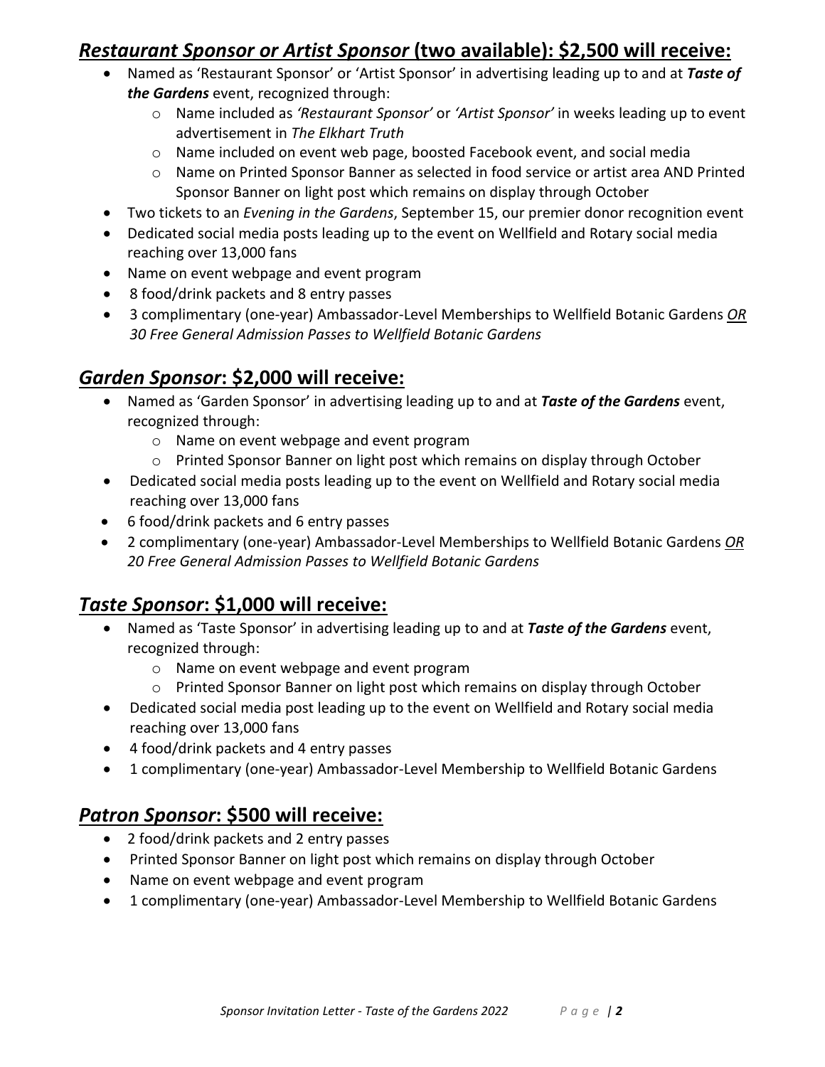## ***Restaurant Sponsor or Artist Sponsor* (two available): $2,500 will receive:**

- Named as 'Restaurant Sponsor' or 'Artist Sponsor' in advertising leading up to and at ***Taste of the Gardens*** event, recognized through:
  - Name included as *'Restaurant Sponsor'* or *'Artist Sponsor'* in weeks leading up to event advertisement in *The Elkhart Truth*
  - Name included on event web page, boosted Facebook event, and social media
  - Name on Printed Sponsor Banner as selected in food service or artist area AND Printed Sponsor Banner on light post which remains on display through October
- Two tickets to an *Evening in the Gardens*, September 15, our premier donor recognition event
- Dedicated social media posts leading up to the event on Wellfield and Rotary social media reaching over 13,000 fans
- Name on event webpage and event program
- 8 food/drink packets and 8 entry passes
- 3 complimentary (one-year) Ambassador-Level Memberships to Wellfield Botanic Gardens ***OR*** *30 Free General Admission Passes to Wellfield Botanic Gardens*

## ***Garden Sponsor*: $2,000 will receive:**

- Named as 'Garden Sponsor' in advertising leading up to and at ***Taste of the Gardens*** event, recognized through:
  - Name on event webpage and event program
  - Printed Sponsor Banner on light post which remains on display through October
- Dedicated social media posts leading up to the event on Wellfield and Rotary social media reaching over 13,000 fans
- 6 food/drink packets and 6 entry passes
- 2 complimentary (one-year) Ambassador-Level Memberships to Wellfield Botanic Gardens ***OR*** *20 Free General Admission Passes to Wellfield Botanic Gardens*

## ***Taste Sponsor*: $1,000 will receive:**

- Named as 'Taste Sponsor' in advertising leading up to and at ***Taste of the Gardens*** event, recognized through:
  - Name on event webpage and event program
  - Printed Sponsor Banner on light post which remains on display through October
- Dedicated social media post leading up to the event on Wellfield and Rotary social media reaching over 13,000 fans
- 4 food/drink packets and 4 entry passes
- 1 complimentary (one-year) Ambassador-Level Membership to Wellfield Botanic Gardens

## ***Patron Sponsor*: $500 will receive:**

- 2 food/drink packets and 2 entry passes
- Printed Sponsor Banner on light post which remains on display through October
- Name on event webpage and event program
- 1 complimentary (one-year) Ambassador-Level Membership to Wellfield Botanic Gardens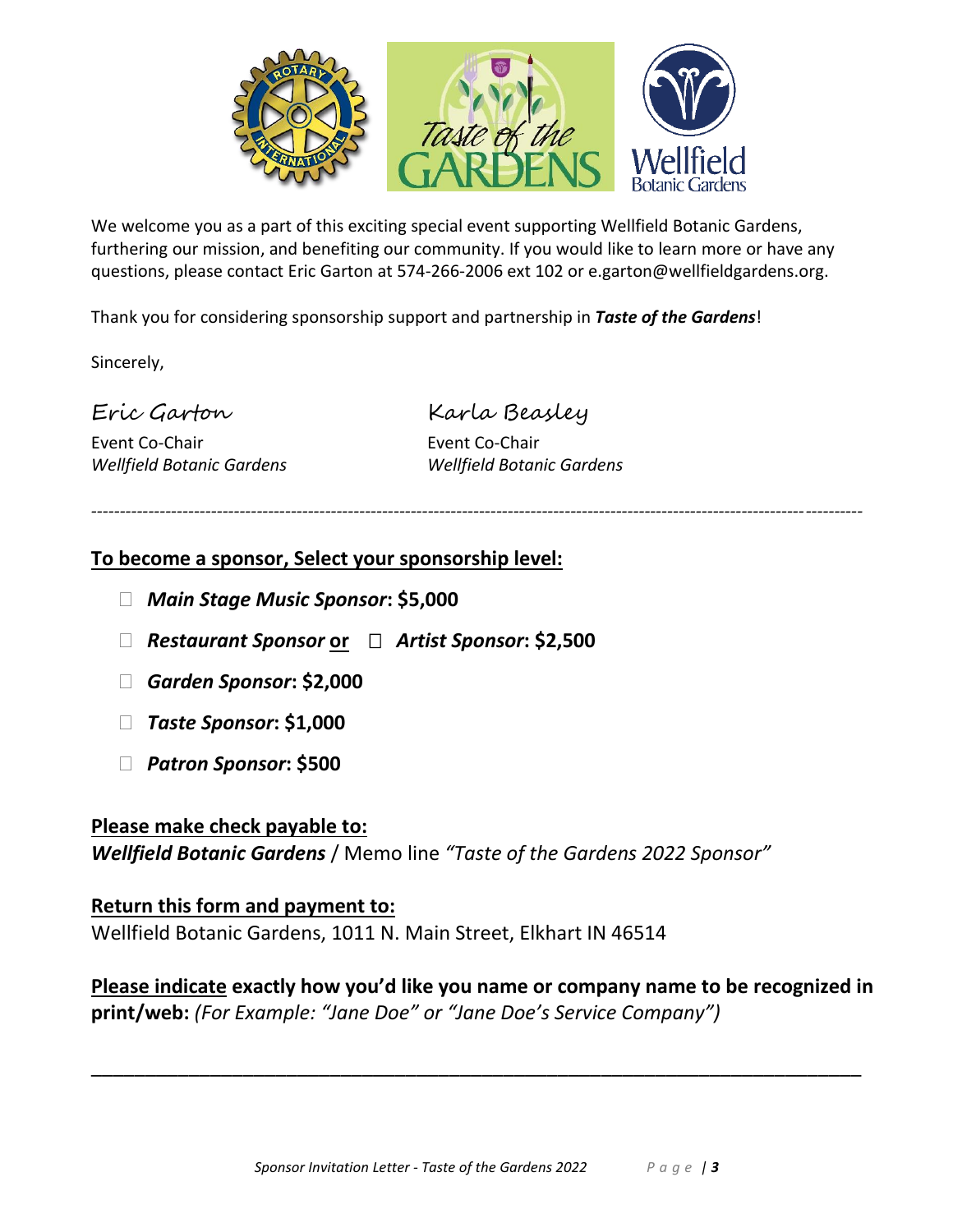We welcome you as a part of this exciting special event supporting Wellfield Botanic Gardens, furthering our mission, and benefiting our community. If you would like to learn more or have any questions, please contact Eric Garton at 574-266-2006 ext 102 or e.garton@wellfieldgardens.org.

Thank you for considering sponsorship support and partnership in ***Taste of the Gardens***!

Sincerely,

Eric Garton
Event Co-Chair
*Wellfield Botanic Gardens*

Karla Beasley
Event Co-Chair
*Wellfield Botanic Gardens*

---

**To become a sponsor, Select your sponsorship level:**

- ☐ ***Main Stage Music Sponsor*: $5,000**
- ☐ ***Restaurant Sponsor* or** ☐ ***Artist Sponsor*: $2,500**
- ☐ ***Garden Sponsor*: $2,000**
- ☐ ***Taste Sponsor*: $1,000**
- ☐ ***Patron Sponsor*: $500**

**Please make check payable to:**
***Wellfield Botanic Gardens*** / Memo line *"Taste of the Gardens 2022 Sponsor"*

**Return this form and payment to:**
Wellfield Botanic Gardens, 1011 N. Main Street, Elkhart IN 46514

**Please indicate exactly how you'd like you name or company name to be recognized in print/web:** *(For Example: "Jane Doe" or "Jane Doe's Service Company")*

\_\_\_\_\_\_\_\_\_\_\_\_\_\_\_\_\_\_\_\_\_\_\_\_\_\_\_\_\_\_\_\_\_\_\_\_\_\_\_\_\_\_\_\_\_\_\_\_\_\_\_\_\_\_\_\_\_\_\_\_\_\_\_\_